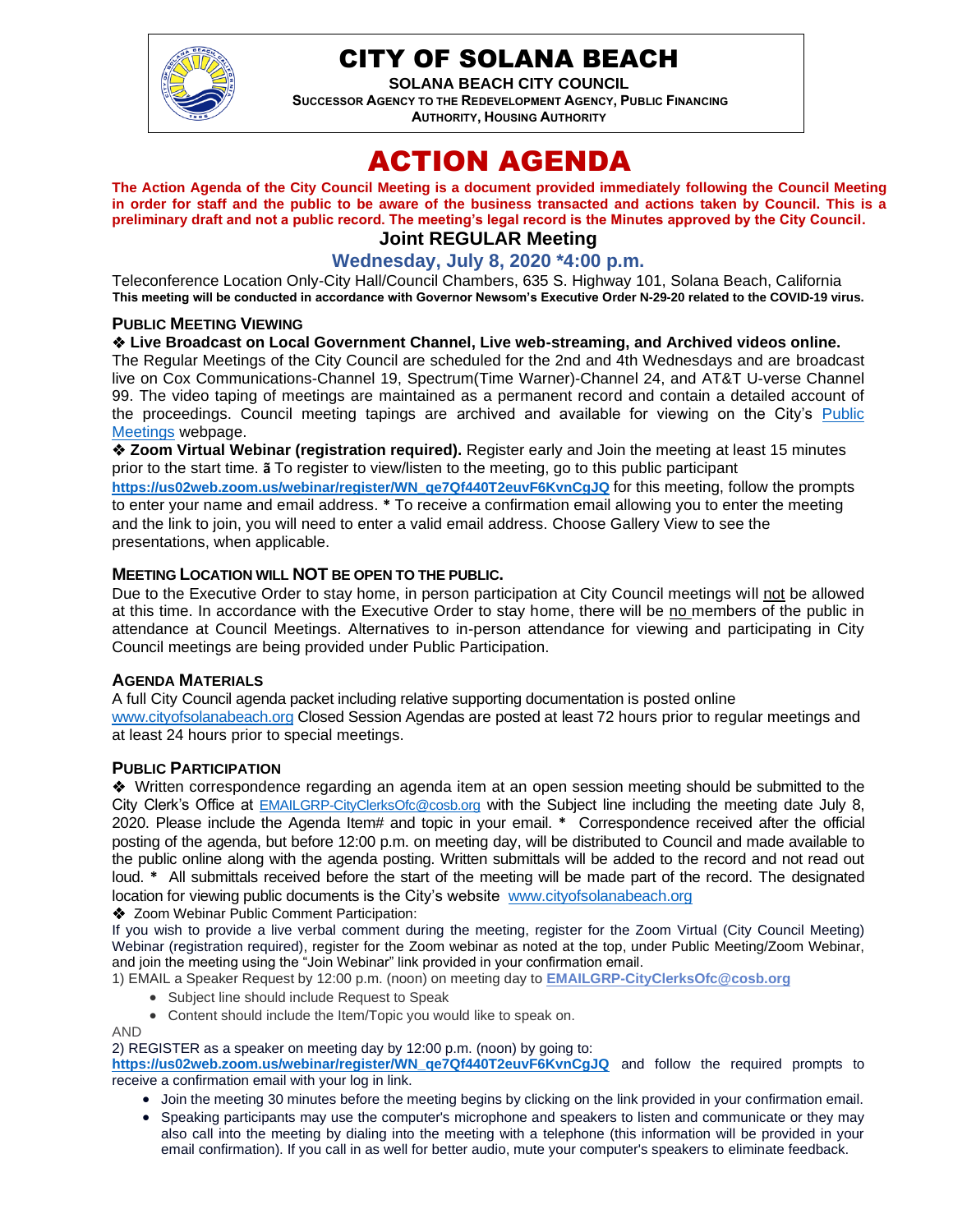# CITY OF SOLANA BEACH

**SOLANA BEACH CITY COUNCIL**

**SUCCESSOR AGENCY TO THE REDEVELOPMENT AGENCY, PUBLIC FINANCING AUTHORITY, HOUSING AUTHORITY**

# ACTION AGENDA

**The Action Agenda of the City Council Meeting is a document provided immediately following the Council Meeting in order for staff and the public to be aware of the business transacted and actions taken by Council. This is a preliminary draft and not a public record. The meeting's legal record is the Minutes approved by the City Council.**

## Joint REGULAR Meeting

## Wednesday, July 8, 2020 *4:00 p.m.

Teleconference Location Only-City Hall/Council Chambers, 635 S. Highway 101, Solana Beach, California

**This meeting will be conducted in accordance with Governor Newsom's Executive Order N-29-20 related to the COVID-19 virus.**

### PUBLIC MEETING VIEWING

❖ **Live Broadcast on Local Government Channel, Live web-streaming, and Archived videos online.**

The Regular Meetings of the City Council are scheduled for the 2nd and 4th Wednesdays and are broadcast live on Cox Communications-Channel 19, Spectrum(Time Warner)-Channel 24, and AT&T U-verse Channel 99. The video taping of meetings are maintained as a permanent record and contain a detailed account of the proceedings. Council meeting tapings are archived and available for viewing on the City's Public Meetings webpage.

❖ **Zoom Virtual Webinar (registration required).** Register early and Join the meeting at least 15 minutes prior to the start time. ã To register to view/listen to the meeting, go to this public participant **https://us02web.zoom.us/webinar/register/WN_qe7Qf440T2euvF6KvnCgJQ** for this meeting, follow the prompts to enter your name and email address. * To receive a confirmation email allowing you to enter the meeting and the link to join, you will need to enter a valid email address. Choose Gallery View to see the presentations, when applicable.

### MEETING LOCATION WILL NOT BE OPEN TO THE PUBLIC.

Due to the Executive Order to stay home, in person participation at City Council meetings will not be allowed at this time. In accordance with the Executive Order to stay home, there will be no members of the public in attendance at Council Meetings. Alternatives to in-person attendance for viewing and participating in City Council meetings are being provided under Public Participation.

### AGENDA MATERIALS

A full City Council agenda packet including relative supporting documentation is posted online www.cityofsolanabeach.org Closed Session Agendas are posted at least 72 hours prior to regular meetings and at least 24 hours prior to special meetings.

### PUBLIC PARTICIPATION

❖ Written correspondence regarding an agenda item at an open session meeting should be submitted to the City Clerk's Office at EMAILGRP-CityClerksOfc@cosb.org with the Subject line including the meeting date July 8, 2020. Please include the Agenda Item# and topic in your email. * Correspondence received after the official posting of the agenda, but before 12:00 p.m. on meeting day, will be distributed to Council and made available to the public online along with the agenda posting. Written submittals will be added to the record and not read out loud. * All submittals received before the start of the meeting will be made part of the record. The designated location for viewing public documents is the City's website www.cityofsolanabeach.org

❖ Zoom Webinar Public Comment Participation:

If you wish to provide a live verbal comment during the meeting, register for the Zoom Virtual (City Council Meeting) Webinar (registration required), register for the Zoom webinar as noted at the top, under Public Meeting/Zoom Webinar, and join the meeting using the "Join Webinar" link provided in your confirmation email.

1) EMAIL a Speaker Request by 12:00 p.m. (noon) on meeting day to **EMAILGRP-CityClerksOfc@cosb.org**

- Subject line should include Request to Speak
- Content should include the Item/Topic you would like to speak on.

AND

2) REGISTER as a speaker on meeting day by 12:00 p.m. (noon) by going to: **https://us02web.zoom.us/webinar/register/WN_qe7Qf440T2euvF6KvnCgJQ** and follow the required prompts to receive a confirmation email with your log in link.

- Join the meeting 30 minutes before the meeting begins by clicking on the link provided in your confirmation email.
- Speaking participants may use the computer's microphone and speakers to listen and communicate or they may also call into the meeting by dialing into the meeting with a telephone (this information will be provided in your email confirmation). If you call in as well for better audio, mute your computer's speakers to eliminate feedback.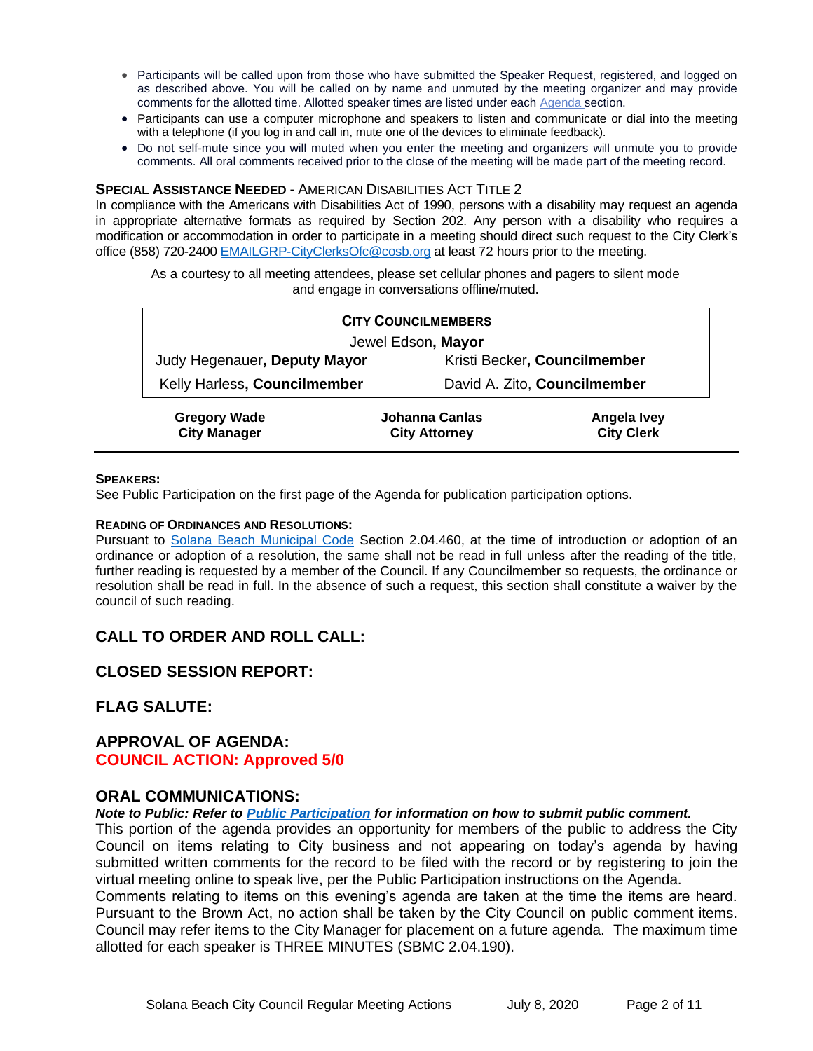- Participants will be called upon from those who have submitted the Speaker Request, registered, and logged on as described above. You will be called on by name and unmuted by the meeting organizer and may provide comments for the allotted time. Allotted speaker times are listed under each Agenda section.
- Participants can use a computer microphone and speakers to listen and communicate or dial into the meeting with a telephone (if you log in and call in, mute one of the devices to eliminate feedback).
- Do not self-mute since you will muted when you enter the meeting and organizers will unmute you to provide comments. All oral comments received prior to the close of the meeting will be made part of the meeting record.

**SPECIAL ASSISTANCE NEEDED** - AMERICAN DISABILITIES ACT TITLE 2

In compliance with the Americans with Disabilities Act of 1990, persons with a disability may request an agenda in appropriate alternative formats as required by Section 202. Any person with a disability who requires a modification or accommodation in order to participate in a meeting should direct such request to the City Clerk's office (858) 720-2400 EMAILGRP-CityClerksOfc@cosb.org at least 72 hours prior to the meeting.

As a courtesy to all meeting attendees, please set cellular phones and pagers to silent mode and engage in conversations offline/muted.

| **CITY COUNCILMEMBERS** | |
|---|---|
| Jewel Edson, **Mayor** | |
| Judy Hegenauer, **Deputy Mayor** | Kristi Becker, **Councilmember** |
| Kelly Harless, **Councilmember** | David A. Zito, **Councilmember** |

| **Gregory Wade** | **Johanna Canlas** | **Angela Ivey** |
|---|---|---|
| **City Manager** | **City Attorney** | **City Clerk** |

**SPEAKERS:**

See Public Participation on the first page of the Agenda for publication participation options.

**READING OF ORDINANCES AND RESOLUTIONS:**

Pursuant to Solana Beach Municipal Code Section 2.04.460, at the time of introduction or adoption of an ordinance or adoption of a resolution, the same shall not be read in full unless after the reading of the title, further reading is requested by a member of the Council. If any Councilmember so requests, the ordinance or resolution shall be read in full. In the absence of such a request, this section shall constitute a waiver by the council of such reading.

## CALL TO ORDER AND ROLL CALL:

## CLOSED SESSION REPORT:

## FLAG SALUTE:

## APPROVAL OF AGENDA:

**COUNCIL ACTION: Approved 5/0**

## ORAL COMMUNICATIONS:

***Note to Public: Refer to Public Participation for information on how to submit public comment.***

This portion of the agenda provides an opportunity for members of the public to address the City Council on items relating to City business and not appearing on today's agenda by having submitted written comments for the record to be filed with the record or by registering to join the virtual meeting online to speak live, per the Public Participation instructions on the Agenda.

Comments relating to items on this evening's agenda are taken at the time the items are heard. Pursuant to the Brown Act, no action shall be taken by the City Council on public comment items. Council may refer items to the City Manager for placement on a future agenda. The maximum time allotted for each speaker is THREE MINUTES (SBMC 2.04.190).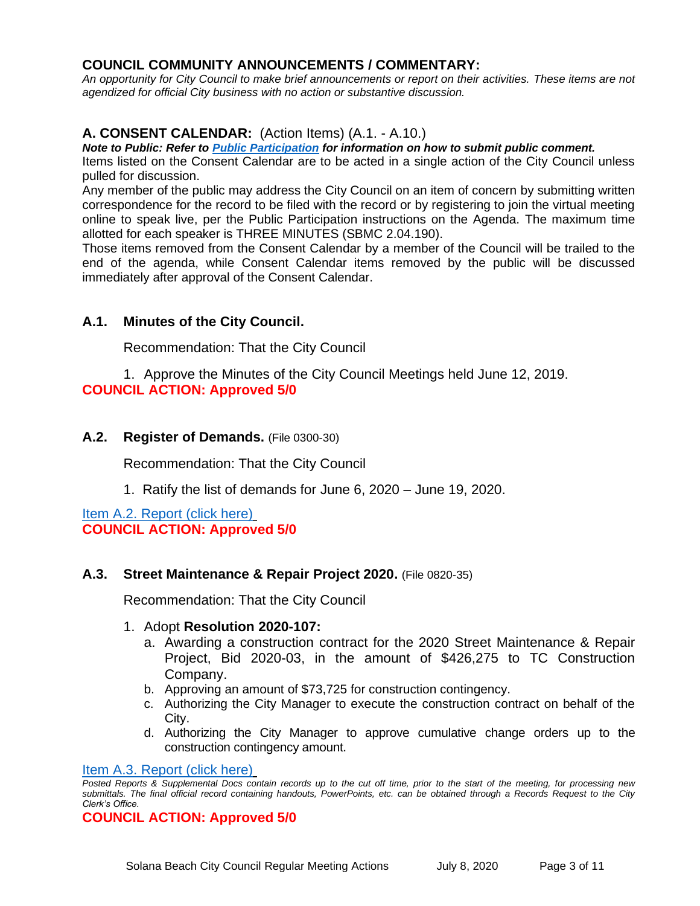## COUNCIL COMMUNITY ANNOUNCEMENTS / COMMENTARY:

*An opportunity for City Council to make brief announcements or report on their activities. These items are not agendized for official City business with no action or substantive discussion.*

## A. CONSENT CALENDAR: (Action Items) (A.1. - A.10.)

***Note to Public: Refer to Public Participation for information on how to submit public comment.***

Items listed on the Consent Calendar are to be acted in a single action of the City Council unless pulled for discussion.

Any member of the public may address the City Council on an item of concern by submitting written correspondence for the record to be filed with the record or by registering to join the virtual meeting online to speak live, per the Public Participation instructions on the Agenda. The maximum time allotted for each speaker is THREE MINUTES (SBMC 2.04.190).

Those items removed from the Consent Calendar by a member of the Council will be trailed to the end of the agenda, while Consent Calendar items removed by the public will be discussed immediately after approval of the Consent Calendar.

### A.1. Minutes of the City Council.

Recommendation: That the City Council

1. Approve the Minutes of the City Council Meetings held June 12, 2019.

**COUNCIL ACTION: Approved 5/0**

### A.2. Register of Demands. (File 0300-30)

Recommendation: That the City Council

1. Ratify the list of demands for June 6, 2020 – June 19, 2020.

Item A.2. Report (click here)

**COUNCIL ACTION: Approved 5/0**

### A.3. Street Maintenance & Repair Project 2020. (File 0820-35)

Recommendation: That the City Council

1. Adopt **Resolution 2020-107:**
   a. Awarding a construction contract for the 2020 Street Maintenance & Repair Project, Bid 2020-03, in the amount of $426,275 to TC Construction Company.
   b. Approving an amount of $73,725 for construction contingency.
   c. Authorizing the City Manager to execute the construction contract on behalf of the City.
   d. Authorizing the City Manager to approve cumulative change orders up to the construction contingency amount.

Item A.3. Report (click here)

*Posted Reports & Supplemental Docs contain records up to the cut off time, prior to the start of the meeting, for processing new submittals. The final official record containing handouts, PowerPoints, etc. can be obtained through a Records Request to the City Clerk's Office.*

**COUNCIL ACTION: Approved 5/0**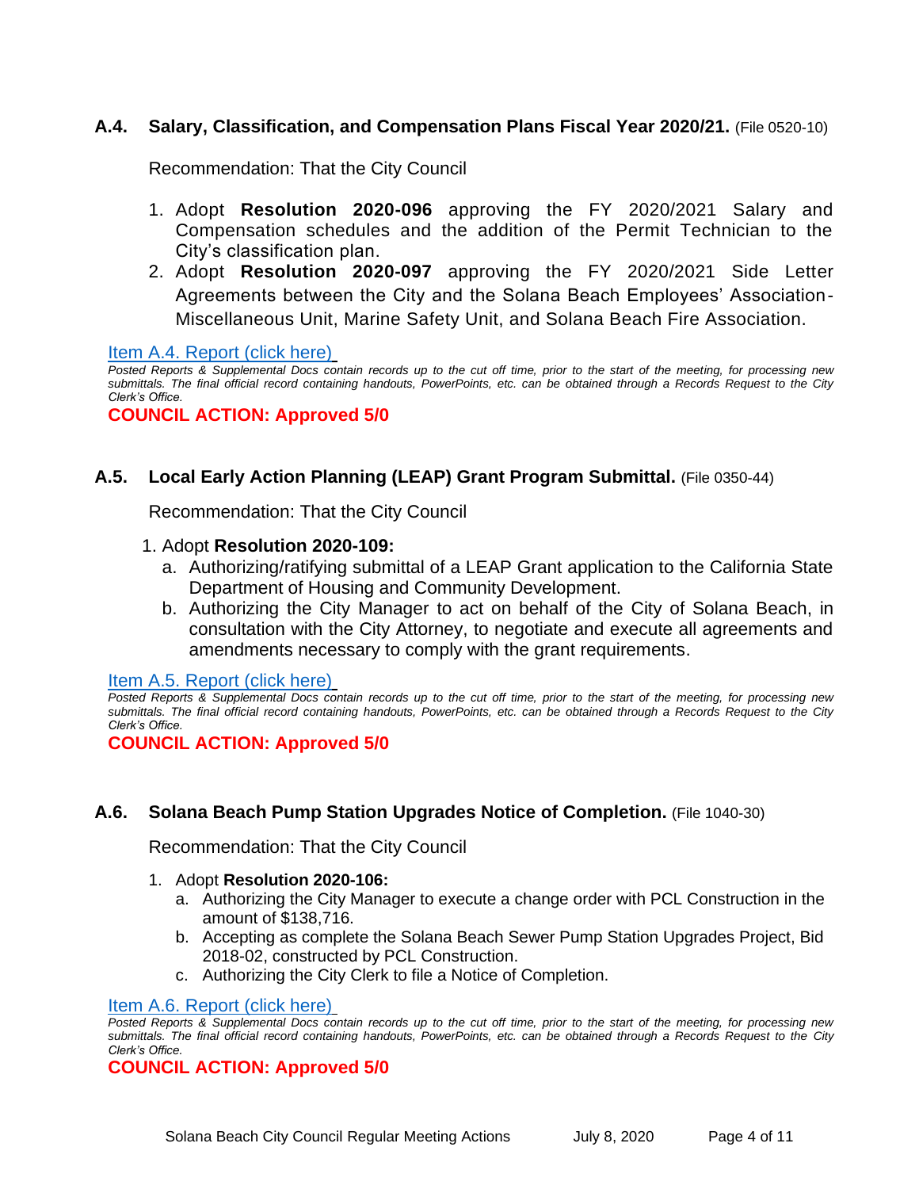### A.4. Salary, Classification, and Compensation Plans Fiscal Year 2020/21. (File 0520-10)

Recommendation: That the City Council

1. Adopt **Resolution 2020-096** approving the FY 2020/2021 Salary and Compensation schedules and the addition of the Permit Technician to the City's classification plan.
2. Adopt **Resolution 2020-097** approving the FY 2020/2021 Side Letter Agreements between the City and the Solana Beach Employees' Association-Miscellaneous Unit, Marine Safety Unit, and Solana Beach Fire Association.

Item A.4. Report (click here)

*Posted Reports & Supplemental Docs contain records up to the cut off time, prior to the start of the meeting, for processing new submittals. The final official record containing handouts, PowerPoints, etc. can be obtained through a Records Request to the City Clerk's Office.*

**COUNCIL ACTION: Approved 5/0**

### A.5. Local Early Action Planning (LEAP) Grant Program Submittal. (File 0350-44)

Recommendation: That the City Council

1. Adopt **Resolution 2020-109:**
   a. Authorizing/ratifying submittal of a LEAP Grant application to the California State Department of Housing and Community Development.
   b. Authorizing the City Manager to act on behalf of the City of Solana Beach, in consultation with the City Attorney, to negotiate and execute all agreements and amendments necessary to comply with the grant requirements.

Item A.5. Report (click here)

*Posted Reports & Supplemental Docs contain records up to the cut off time, prior to the start of the meeting, for processing new submittals. The final official record containing handouts, PowerPoints, etc. can be obtained through a Records Request to the City Clerk's Office.*

**COUNCIL ACTION: Approved 5/0**

### A.6. Solana Beach Pump Station Upgrades Notice of Completion. (File 1040-30)

Recommendation: That the City Council

1. Adopt **Resolution 2020-106:**
   a. Authorizing the City Manager to execute a change order with PCL Construction in the amount of $138,716.
   b. Accepting as complete the Solana Beach Sewer Pump Station Upgrades Project, Bid 2018-02, constructed by PCL Construction.
   c. Authorizing the City Clerk to file a Notice of Completion.

Item A.6. Report (click here)

*Posted Reports & Supplemental Docs contain records up to the cut off time, prior to the start of the meeting, for processing new submittals. The final official record containing handouts, PowerPoints, etc. can be obtained through a Records Request to the City Clerk's Office.*

**COUNCIL ACTION: Approved 5/0**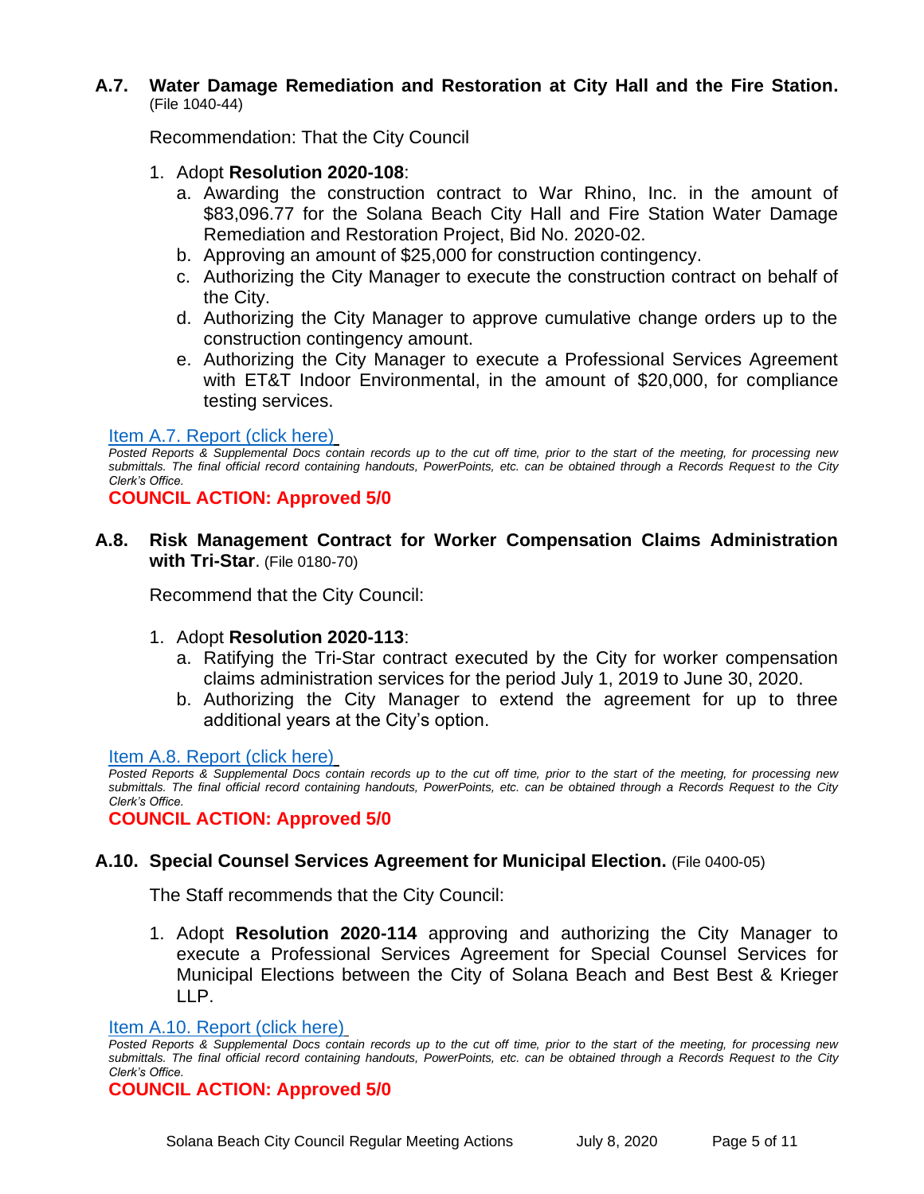### A.7. Water Damage Remediation and Restoration at City Hall and the Fire Station. (File 1040-44)

Recommendation: That the City Council

1. Adopt **Resolution 2020-108**:
   a. Awarding the construction contract to War Rhino, Inc. in the amount of $83,096.77 for the Solana Beach City Hall and Fire Station Water Damage Remediation and Restoration Project, Bid No. 2020-02.
   b. Approving an amount of $25,000 for construction contingency.
   c. Authorizing the City Manager to execute the construction contract on behalf of the City.
   d. Authorizing the City Manager to approve cumulative change orders up to the construction contingency amount.
   e. Authorizing the City Manager to execute a Professional Services Agreement with ET&T Indoor Environmental, in the amount of $20,000, for compliance testing services.

Item A.7. Report (click here)

*Posted Reports & Supplemental Docs contain records up to the cut off time, prior to the start of the meeting, for processing new submittals. The final official record containing handouts, PowerPoints, etc. can be obtained through a Records Request to the City Clerk's Office.*

**COUNCIL ACTION: Approved 5/0**

### A.8. Risk Management Contract for Worker Compensation Claims Administration with Tri-Star. (File 0180-70)

Recommend that the City Council:

1. Adopt **Resolution 2020-113**:
   a. Ratifying the Tri-Star contract executed by the City for worker compensation claims administration services for the period July 1, 2019 to June 30, 2020.
   b. Authorizing the City Manager to extend the agreement for up to three additional years at the City's option.

Item A.8. Report (click here)

*Posted Reports & Supplemental Docs contain records up to the cut off time, prior to the start of the meeting, for processing new submittals. The final official record containing handouts, PowerPoints, etc. can be obtained through a Records Request to the City Clerk's Office.*

**COUNCIL ACTION: Approved 5/0**

### A.10. Special Counsel Services Agreement for Municipal Election. (File 0400-05)

The Staff recommends that the City Council:

1. Adopt **Resolution 2020-114** approving and authorizing the City Manager to execute a Professional Services Agreement for Special Counsel Services for Municipal Elections between the City of Solana Beach and Best Best & Krieger LLP.

Item A.10. Report (click here)

*Posted Reports & Supplemental Docs contain records up to the cut off time, prior to the start of the meeting, for processing new submittals. The final official record containing handouts, PowerPoints, etc. can be obtained through a Records Request to the City Clerk's Office.*

**COUNCIL ACTION: Approved 5/0**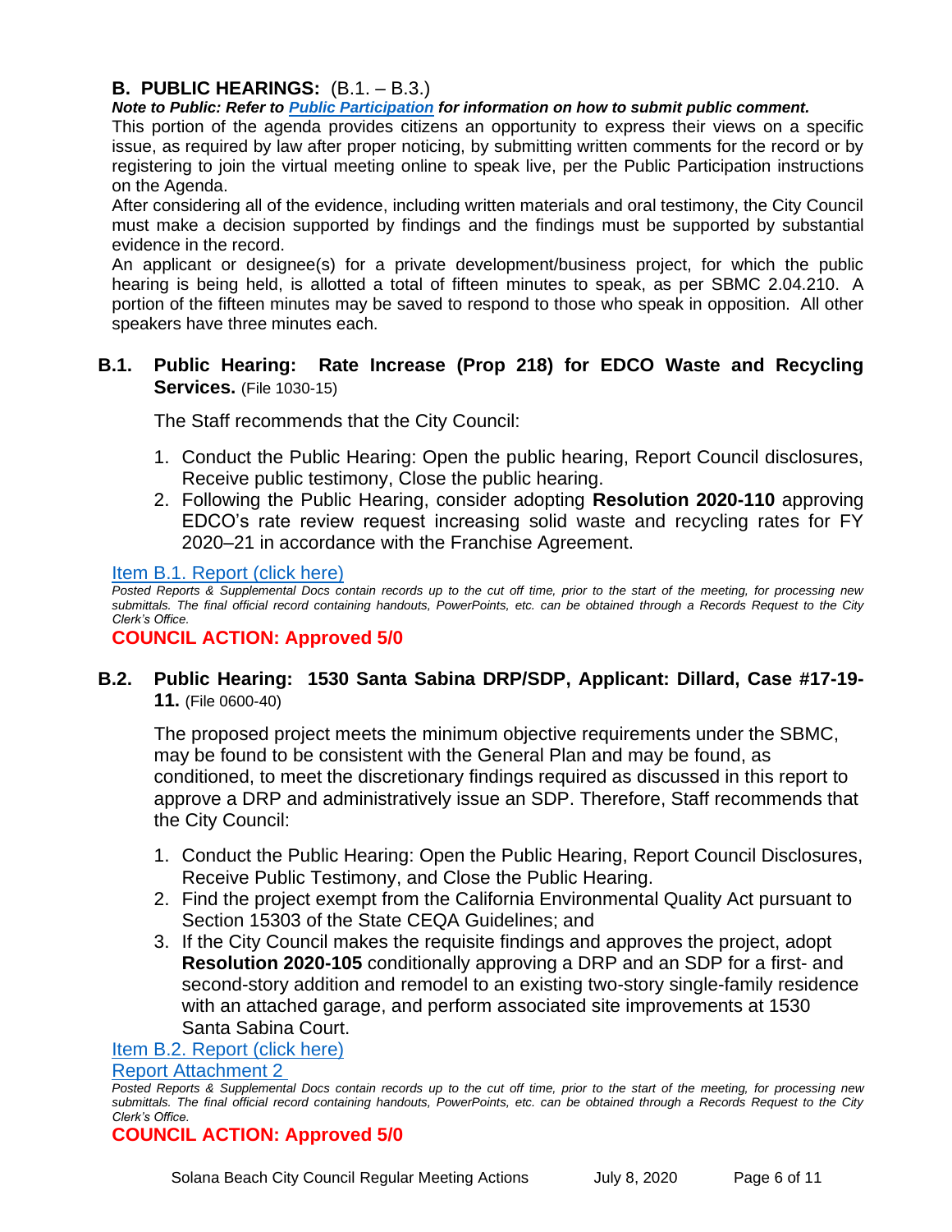## B. PUBLIC HEARINGS: (B.1. – B.3.)

***Note to Public: Refer to Public Participation for information on how to submit public comment.***

This portion of the agenda provides citizens an opportunity to express their views on a specific issue, as required by law after proper noticing, by submitting written comments for the record or by registering to join the virtual meeting online to speak live, per the Public Participation instructions on the Agenda.

After considering all of the evidence, including written materials and oral testimony, the City Council must make a decision supported by findings and the findings must be supported by substantial evidence in the record.

An applicant or designee(s) for a private development/business project, for which the public hearing is being held, is allotted a total of fifteen minutes to speak, as per SBMC 2.04.210. A portion of the fifteen minutes may be saved to respond to those who speak in opposition. All other speakers have three minutes each.

### B.1. Public Hearing: Rate Increase (Prop 218) for EDCO Waste and Recycling Services. (File 1030-15)

The Staff recommends that the City Council:

1. Conduct the Public Hearing: Open the public hearing, Report Council disclosures, Receive public testimony, Close the public hearing.
2. Following the Public Hearing, consider adopting **Resolution 2020-110** approving EDCO's rate review request increasing solid waste and recycling rates for FY 2020–21 in accordance with the Franchise Agreement.

Item B.1. Report (click here)

*Posted Reports & Supplemental Docs contain records up to the cut off time, prior to the start of the meeting, for processing new submittals. The final official record containing handouts, PowerPoints, etc. can be obtained through a Records Request to the City Clerk's Office.*

**COUNCIL ACTION: Approved 5/0**

### B.2. Public Hearing: 1530 Santa Sabina DRP/SDP, Applicant: Dillard, Case #17-19-11. (File 0600-40)

The proposed project meets the minimum objective requirements under the SBMC, may be found to be consistent with the General Plan and may be found, as conditioned, to meet the discretionary findings required as discussed in this report to approve a DRP and administratively issue an SDP. Therefore, Staff recommends that the City Council:

1. Conduct the Public Hearing: Open the Public Hearing, Report Council Disclosures, Receive Public Testimony, and Close the Public Hearing.
2. Find the project exempt from the California Environmental Quality Act pursuant to Section 15303 of the State CEQA Guidelines; and
3. If the City Council makes the requisite findings and approves the project, adopt **Resolution 2020-105** conditionally approving a DRP and an SDP for a first- and second-story addition and remodel to an existing two-story single-family residence with an attached garage, and perform associated site improvements at 1530 Santa Sabina Court.

Item B.2. Report (click here)

Report Attachment 2

*Posted Reports & Supplemental Docs contain records up to the cut off time, prior to the start of the meeting, for processing new submittals. The final official record containing handouts, PowerPoints, etc. can be obtained through a Records Request to the City Clerk's Office.*

**COUNCIL ACTION: Approved 5/0**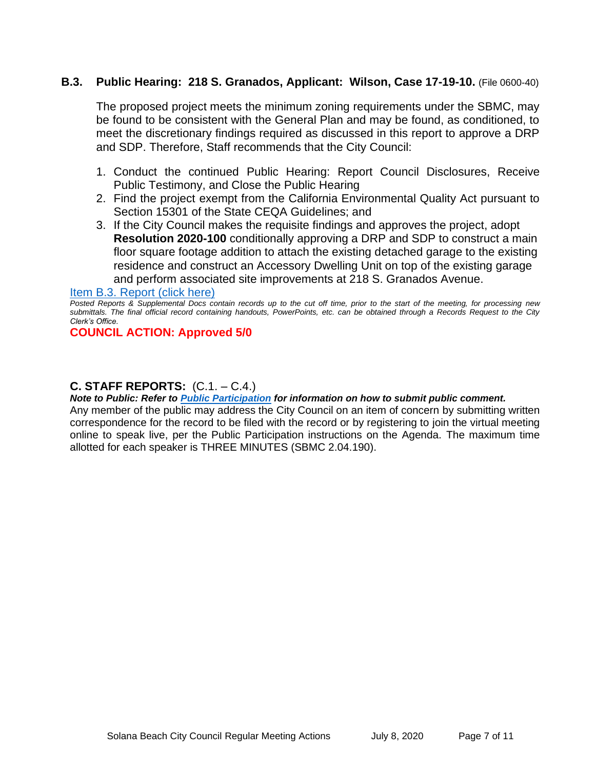### B.3. Public Hearing: 218 S. Granados, Applicant: Wilson, Case 17-19-10. (File 0600-40)

The proposed project meets the minimum zoning requirements under the SBMC, may be found to be consistent with the General Plan and may be found, as conditioned, to meet the discretionary findings required as discussed in this report to approve a DRP and SDP. Therefore, Staff recommends that the City Council:

1. Conduct the continued Public Hearing: Report Council Disclosures, Receive Public Testimony, and Close the Public Hearing
2. Find the project exempt from the California Environmental Quality Act pursuant to Section 15301 of the State CEQA Guidelines; and
3. If the City Council makes the requisite findings and approves the project, adopt **Resolution 2020-100** conditionally approving a DRP and SDP to construct a main floor square footage addition to attach the existing detached garage to the existing residence and construct an Accessory Dwelling Unit on top of the existing garage and perform associated site improvements at 218 S. Granados Avenue.

Item B.3. Report (click here)

*Posted Reports & Supplemental Docs contain records up to the cut off time, prior to the start of the meeting, for processing new submittals. The final official record containing handouts, PowerPoints, etc. can be obtained through a Records Request to the City Clerk's Office.*

**COUNCIL ACTION: Approved 5/0**

## C. STAFF REPORTS: (C.1. – C.4.)

***Note to Public: Refer to Public Participation for information on how to submit public comment.***

Any member of the public may address the City Council on an item of concern by submitting written correspondence for the record to be filed with the record or by registering to join the virtual meeting online to speak live, per the Public Participation instructions on the Agenda. The maximum time allotted for each speaker is THREE MINUTES (SBMC 2.04.190).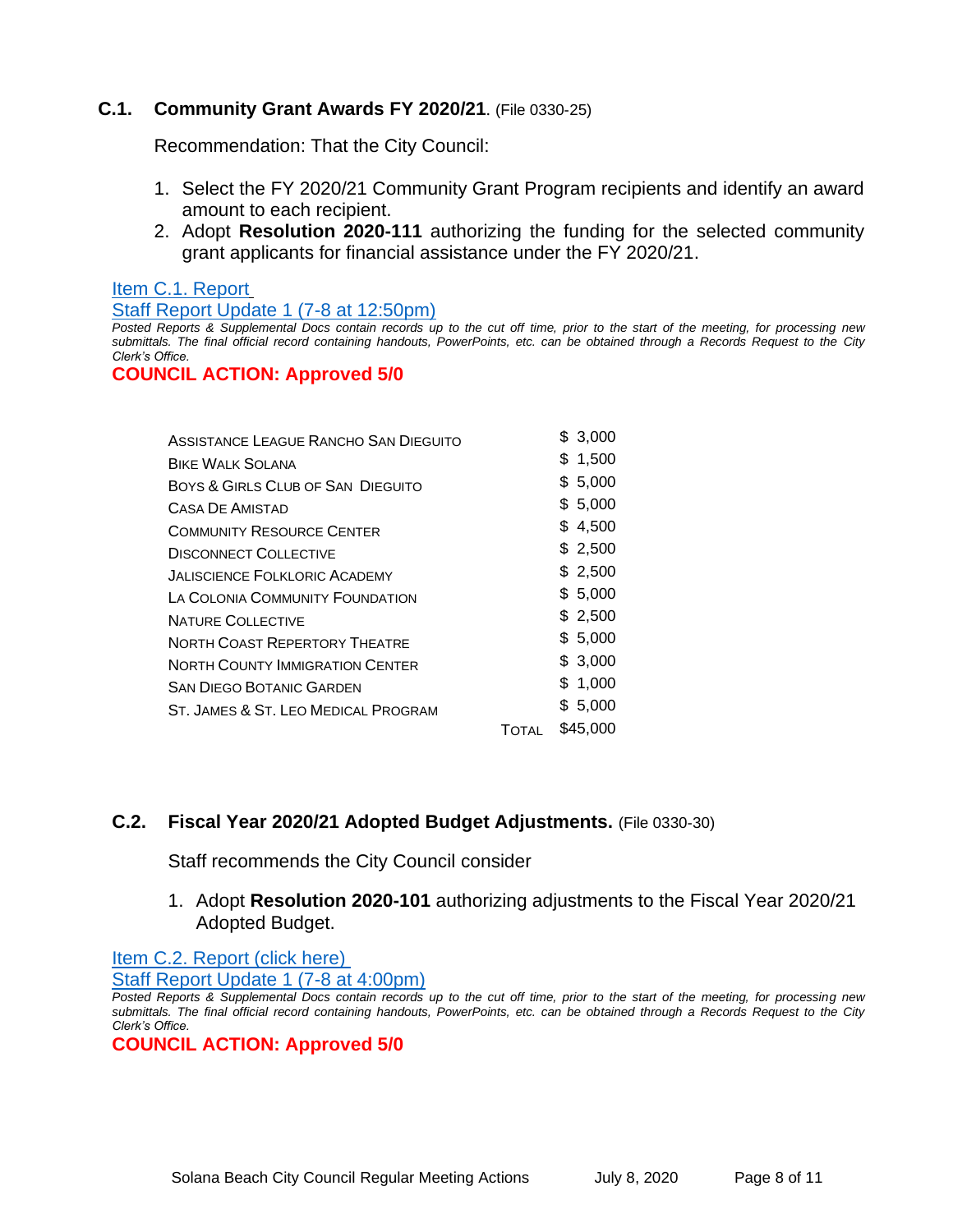### C.1. Community Grant Awards FY 2020/21. (File 0330-25)

Recommendation: That the City Council:

1. Select the FY 2020/21 Community Grant Program recipients and identify an award amount to each recipient.
2. Adopt **Resolution 2020-111** authorizing the funding for the selected community grant applicants for financial assistance under the FY 2020/21.

Item C.1. Report

Staff Report Update 1 (7-8 at 12:50pm)

*Posted Reports & Supplemental Docs contain records up to the cut off time, prior to the start of the meeting, for processing new submittals. The final official record containing handouts, PowerPoints, etc. can be obtained through a Records Request to the City Clerk's Office.*

**COUNCIL ACTION: Approved 5/0**

| | | |
|---|---|---|
| Assistance League Rancho San Dieguito | | $ 3,000 |
| Bike Walk Solana | | $ 1,500 |
| Boys & Girls Club of San Dieguito | | $ 5,000 |
| Casa De Amistad | | $ 5,000 |
| Community Resource Center | | $ 4,500 |
| Disconnect Collective | | $ 2,500 |
| Jaliscience Folkloric Academy | | $ 2,500 |
| La Colonia Community Foundation | | $ 5,000 |
| Nature Collective | | $ 2,500 |
| North Coast Repertory Theatre | | $ 5,000 |
| North County Immigration Center | | $ 3,000 |
| San Diego Botanic Garden | | $ 1,000 |
| St. James & St. Leo Medical Program | | $ 5,000 |
| | Total | $45,000 |

### C.2. Fiscal Year 2020/21 Adopted Budget Adjustments. (File 0330-30)

Staff recommends the City Council consider

1. Adopt **Resolution 2020-101** authorizing adjustments to the Fiscal Year 2020/21 Adopted Budget.

Item C.2. Report (click here)

Staff Report Update 1 (7-8 at 4:00pm)

*Posted Reports & Supplemental Docs contain records up to the cut off time, prior to the start of the meeting, for processing new submittals. The final official record containing handouts, PowerPoints, etc. can be obtained through a Records Request to the City Clerk's Office.*

**COUNCIL ACTION: Approved 5/0**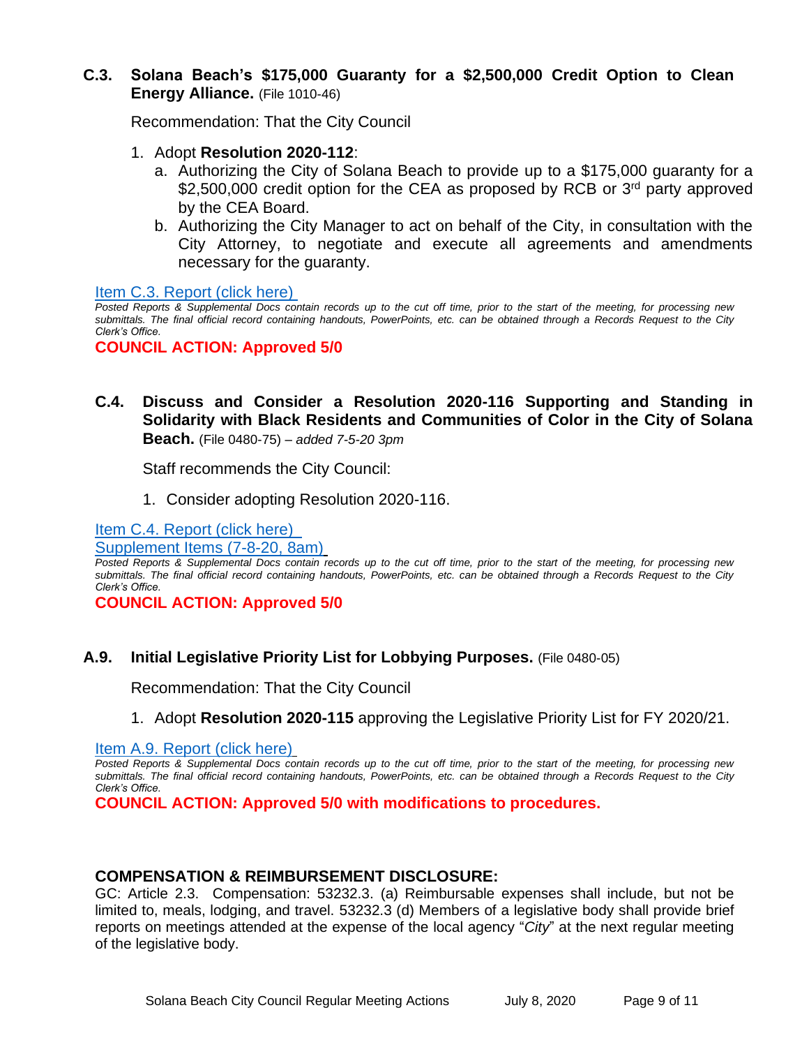**C.3. Solana Beach's $175,000 Guaranty for a $2,500,000 Credit Option to Clean Energy Alliance.** (File 1010-46)

Recommendation: That the City Council

1. Adopt **Resolution 2020-112**:
   a. Authorizing the City of Solana Beach to provide up to a $175,000 guaranty for a $2,500,000 credit option for the CEA as proposed by RCB or 3rd party approved by the CEA Board.
   b. Authorizing the City Manager to act on behalf of the City, in consultation with the City Attorney, to negotiate and execute all agreements and amendments necessary for the guaranty.

Item C.3. Report (click here)

*Posted Reports & Supplemental Docs contain records up to the cut off time, prior to the start of the meeting, for processing new submittals. The final official record containing handouts, PowerPoints, etc. can be obtained through a Records Request to the City Clerk's Office.*

**COUNCIL ACTION: Approved 5/0**

**C.4. Discuss and Consider a Resolution 2020-116 Supporting and Standing in Solidarity with Black Residents and Communities of Color in the City of Solana Beach.** (File 0480-75) – *added 7-5-20 3pm*

Staff recommends the City Council:

1. Consider adopting Resolution 2020-116.

Item C.4. Report (click here)
Supplement Items (7-8-20, 8am)

*Posted Reports & Supplemental Docs contain records up to the cut off time, prior to the start of the meeting, for processing new submittals. The final official record containing handouts, PowerPoints, etc. can be obtained through a Records Request to the City Clerk's Office.*

**COUNCIL ACTION: Approved 5/0**

**A.9. Initial Legislative Priority List for Lobbying Purposes.** (File 0480-05)

Recommendation: That the City Council

1. Adopt **Resolution 2020-115** approving the Legislative Priority List for FY 2020/21.

Item A.9. Report (click here)

*Posted Reports & Supplemental Docs contain records up to the cut off time, prior to the start of the meeting, for processing new submittals. The final official record containing handouts, PowerPoints, etc. can be obtained through a Records Request to the City Clerk's Office.*

**COUNCIL ACTION: Approved 5/0 with modifications to procedures.**

## COMPENSATION & REIMBURSEMENT DISCLOSURE:

GC: Article 2.3. Compensation: 53232.3. (a) Reimbursable expenses shall include, but not be limited to, meals, lodging, and travel. 53232.3 (d) Members of a legislative body shall provide brief reports on meetings attended at the expense of the local agency "*City*" at the next regular meeting of the legislative body.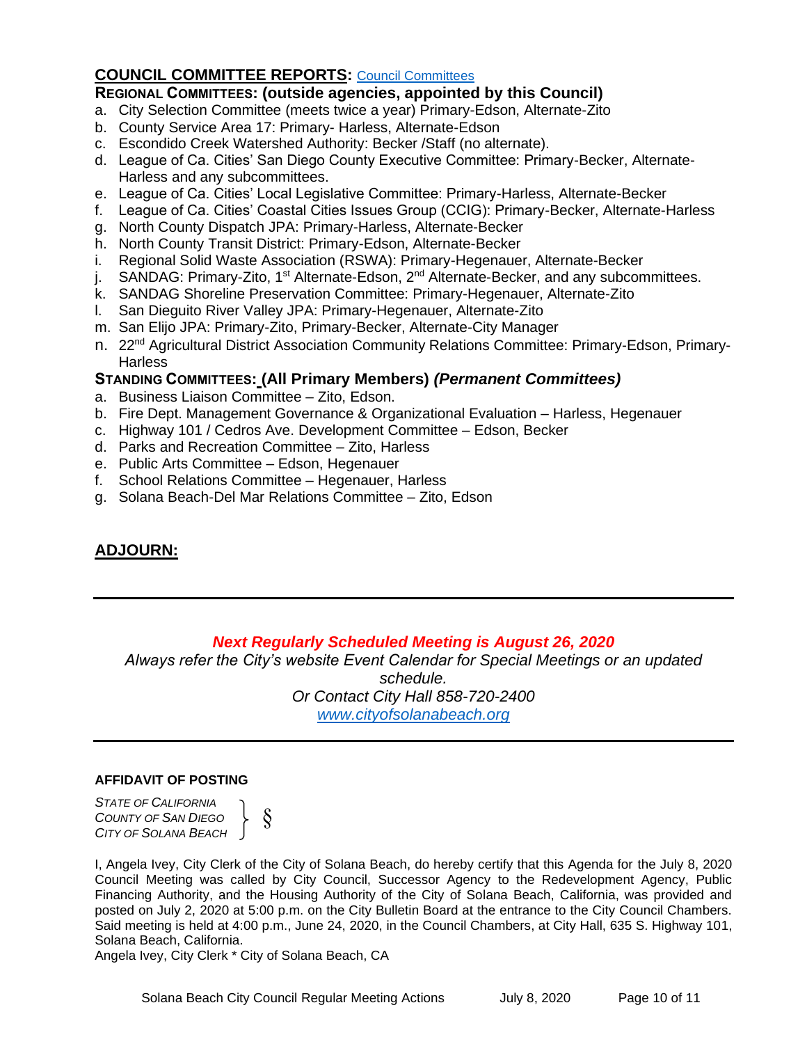## COUNCIL COMMITTEE REPORTS: [Council Committees]

### REGIONAL COMMITTEES: (outside agencies, appointed by this Council)

a. City Selection Committee (meets twice a year) Primary-Edson, Alternate-Zito
b. County Service Area 17: Primary- Harless, Alternate-Edson
c. Escondido Creek Watershed Authority: Becker /Staff (no alternate).
d. League of Ca. Cities' San Diego County Executive Committee: Primary-Becker, Alternate-Harless and any subcommittees.
e. League of Ca. Cities' Local Legislative Committee: Primary-Harless, Alternate-Becker
f. League of Ca. Cities' Coastal Cities Issues Group (CCIG): Primary-Becker, Alternate-Harless
g. North County Dispatch JPA: Primary-Harless, Alternate-Becker
h. North County Transit District: Primary-Edson, Alternate-Becker
i. Regional Solid Waste Association (RSWA): Primary-Hegenauer, Alternate-Becker
j. SANDAG: Primary-Zito, 1st Alternate-Edson, 2nd Alternate-Becker, and any subcommittees.
k. SANDAG Shoreline Preservation Committee: Primary-Hegenauer, Alternate-Zito
l. San Dieguito River Valley JPA: Primary-Hegenauer, Alternate-Zito
m. San Elijo JPA: Primary-Zito, Primary-Becker, Alternate-City Manager
n. 22nd Agricultural District Association Community Relations Committee: Primary-Edson, Primary-Harless

### STANDING COMMITTEES: (All Primary Members) *(Permanent Committees)*

a. Business Liaison Committee – Zito, Edson.
b. Fire Dept. Management Governance & Organizational Evaluation – Harless, Hegenauer
c. Highway 101 / Cedros Ave. Development Committee – Edson, Becker
d. Parks and Recreation Committee – Zito, Harless
e. Public Arts Committee – Edson, Hegenauer
f. School Relations Committee – Hegenauer, Harless
g. Solana Beach-Del Mar Relations Committee – Zito, Edson

## ADJOURN:

---

***Next Regularly Scheduled Meeting is August 26, 2020***

*Always refer the City's website Event Calendar for Special Meetings or an updated schedule.*
*Or Contact City Hall 858-720-2400*
*www.cityofsolanabeach.org*

---

**AFFIDAVIT OF POSTING**

*STATE OF CALIFORNIA*
*COUNTY OF SAN DIEGO* } §
*CITY OF SOLANA BEACH*

I, Angela Ivey, City Clerk of the City of Solana Beach, do hereby certify that this Agenda for the July 8, 2020 Council Meeting was called by City Council, Successor Agency to the Redevelopment Agency, Public Financing Authority, and the Housing Authority of the City of Solana Beach, California, was provided and posted on July 2, 2020 at 5:00 p.m. on the City Bulletin Board at the entrance to the City Council Chambers. Said meeting is held at 4:00 p.m., June 24, 2020, in the Council Chambers, at City Hall, 635 S. Highway 101, Solana Beach, California.
Angela Ivey, City Clerk * City of Solana Beach, CA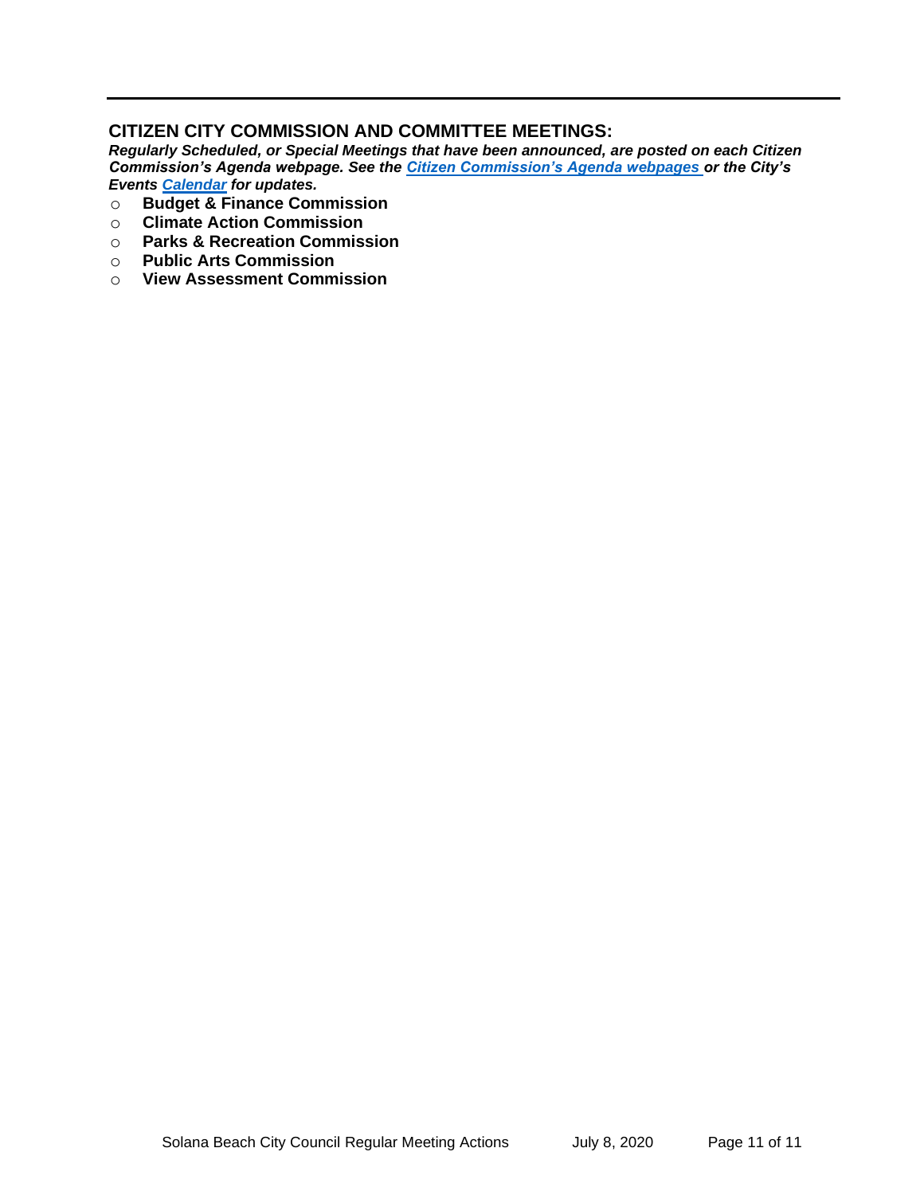## CITIZEN CITY COMMISSION AND COMMITTEE MEETINGS:

***Regularly Scheduled, or Special Meetings that have been announced, are posted on each Citizen Commission's Agenda webpage. See the [Citizen Commission's Agenda webpages] or the City's Events [Calendar] for updates.***

- **Budget & Finance Commission**
- **Climate Action Commission**
- **Parks & Recreation Commission**
- **Public Arts Commission**
- **View Assessment Commission**